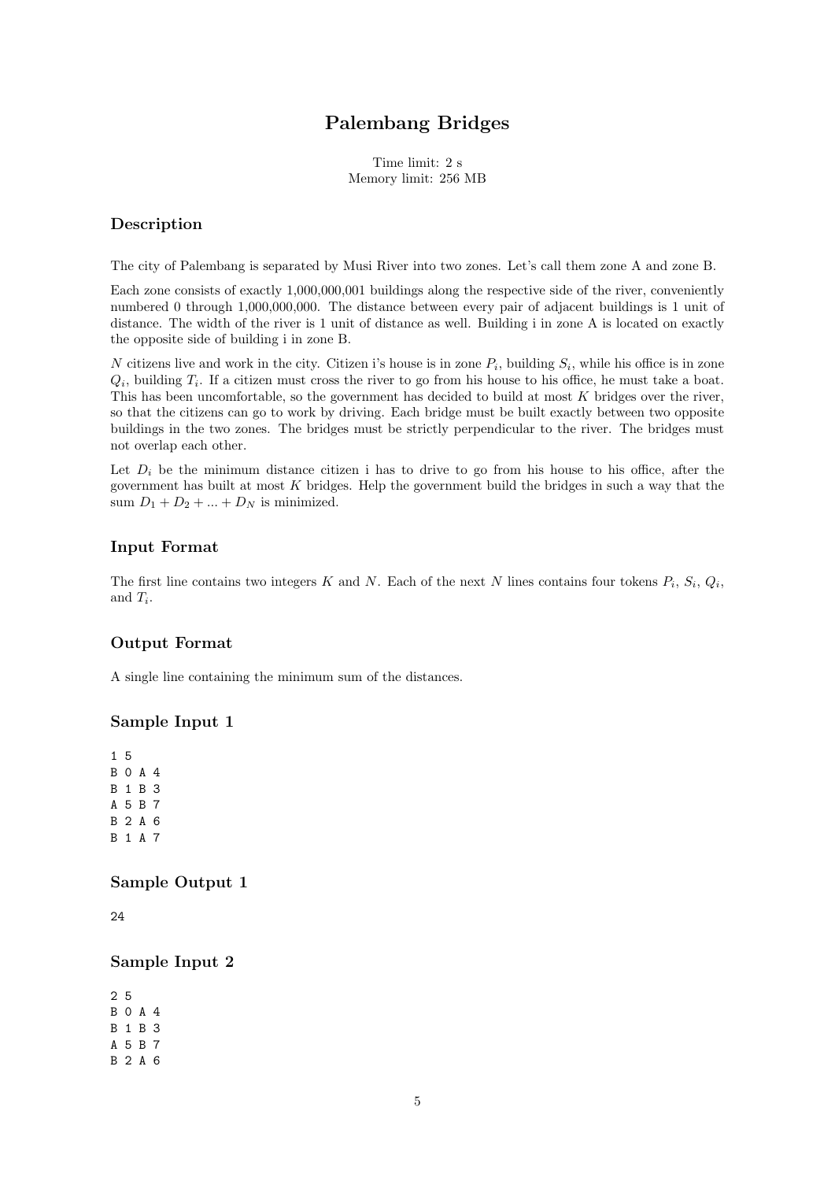# Palembang Bridges

Time limit: 2 s
Memory limit: 256 MB

## Description

The city of Palembang is separated by Musi River into two zones. Let's call them zone A and zone B.

Each zone consists of exactly 1,000,000,001 buildings along the respective side of the river, conveniently numbered 0 through 1,000,000,000. The distance between every pair of adjacent buildings is 1 unit of distance. The width of the river is 1 unit of distance as well. Building i in zone A is located on exactly the opposite side of building i in zone B.

$N$ citizens live and work in the city. Citizen i's house is in zone $P_i$, building $S_i$, while his office is in zone $Q_i$, building $T_i$. If a citizen must cross the river to go from his house to his office, he must take a boat. This has been uncomfortable, so the government has decided to build at most $K$ bridges over the river, so that the citizens can go to work by driving. Each bridge must be built exactly between two opposite buildings in the two zones. The bridges must be strictly perpendicular to the river. The bridges must not overlap each other.

Let $D_i$ be the minimum distance citizen i has to drive to go from his house to his office, after the government has built at most $K$ bridges. Help the government build the bridges in such a way that the sum $D_1 + D_2 + ... + D_N$ is minimized.

## Input Format

The first line contains two integers $K$ and $N$. Each of the next $N$ lines contains four tokens $P_i$, $S_i$, $Q_i$, and $T_i$.

## Output Format

A single line containing the minimum sum of the distances.

## Sample Input 1

```
1 5
B 0 A 4
B 1 B 3
A 5 B 7
B 2 A 6
B 1 A 7
```

## Sample Output 1

```
24
```

## Sample Input 2

```
2 5
B 0 A 4
B 1 B 3
A 5 B 7
B 2 A 6
```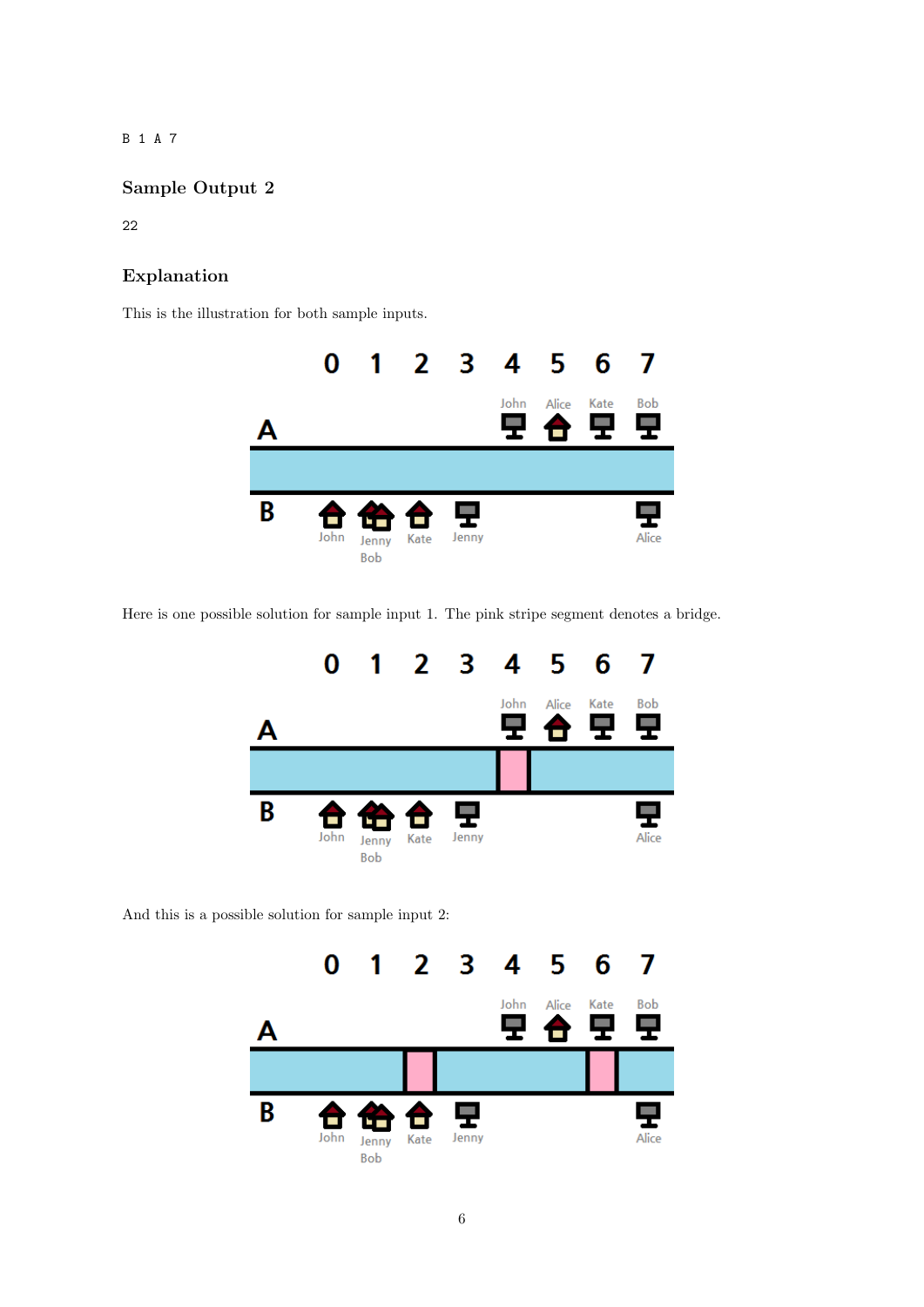```
B 1 A 7
```

### Sample Output 2

```
22
```

### Explanation

This is the illustration for both sample inputs.

Here is one possible solution for sample input 1. The pink stripe segment denotes a bridge.

And this is a possible solution for sample input 2: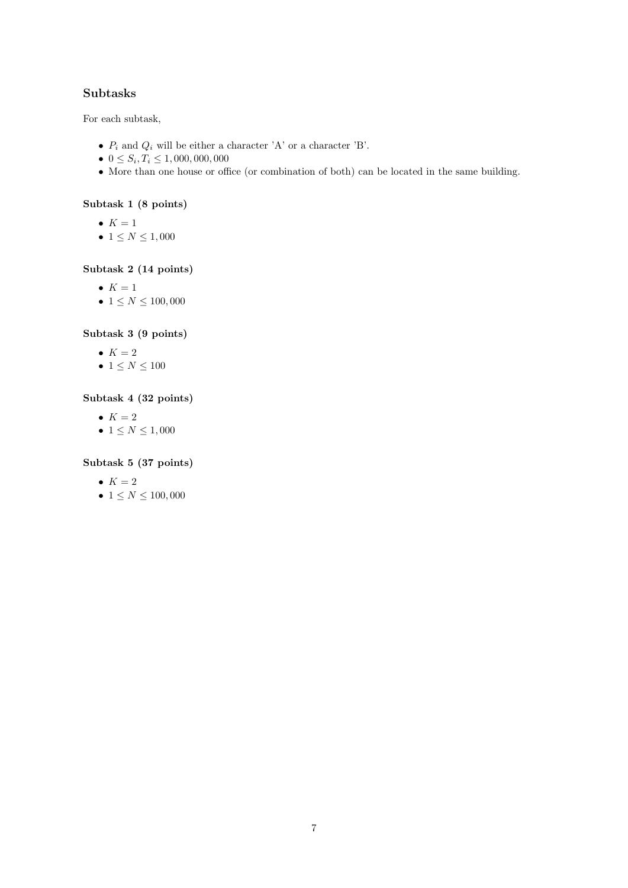## Subtasks

For each subtask,

- $P_i$ and $Q_i$ will be either a character 'A' or a character 'B'.
- $0 \leq S_i, T_i \leq 1,000,000,000$
- More than one house or office (or combination of both) can be located in the same building.

### Subtask 1 (8 points)

- $K = 1$
- $1 \leq N \leq 1,000$

### Subtask 2 (14 points)

- $K = 1$
- $1 \leq N \leq 100,000$

### Subtask 3 (9 points)

- $K = 2$
- $1 \leq N \leq 100$

### Subtask 4 (32 points)

- $K = 2$
- $1 \leq N \leq 1,000$

### Subtask 5 (37 points)

- $K = 2$
- $1 \leq N \leq 100,000$